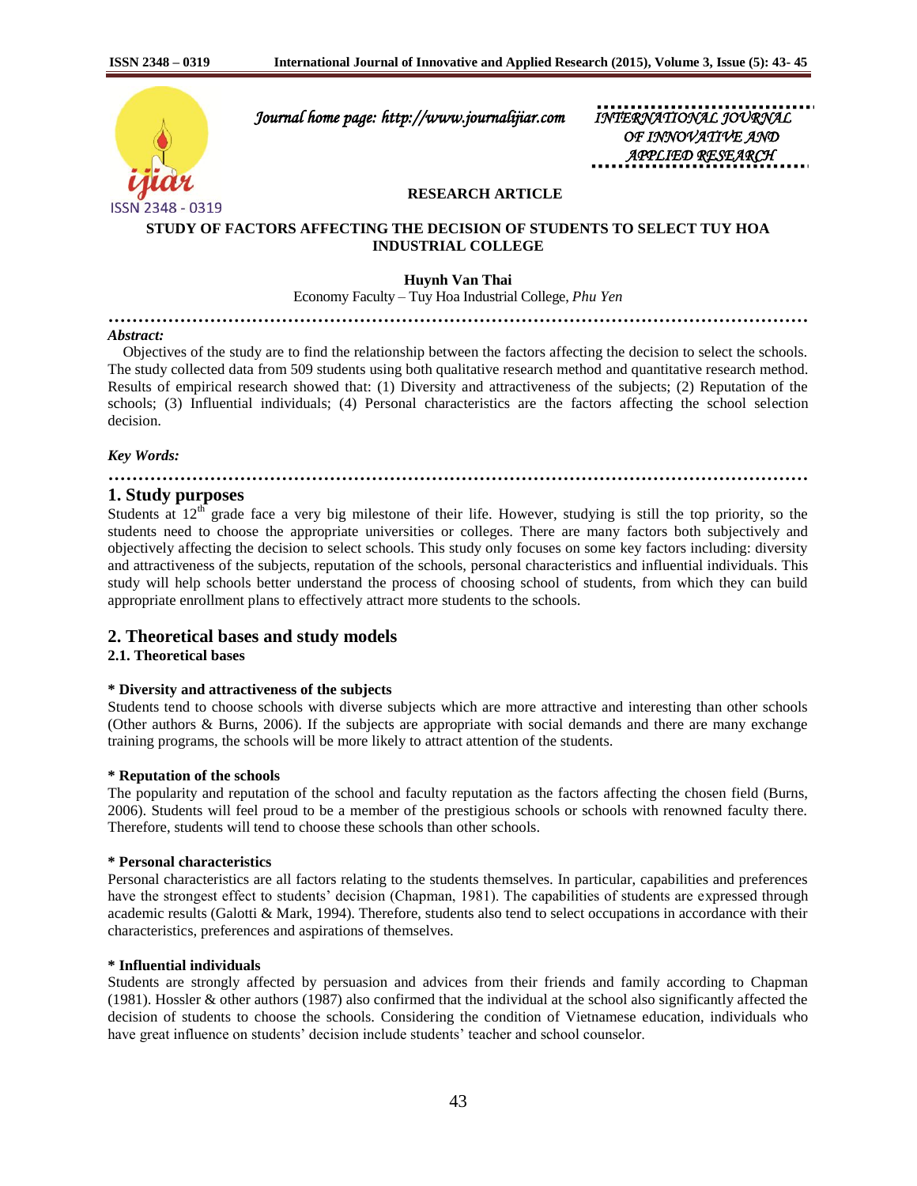**RESEARCH ARTICLE**

# STUDY OF FACTORS AFFECTING THE DECISION OF STUDENTS TO SELECT TUY HOA INDUSTRIAL COLLEGE

**Huynh Van Thai**

Economy Faculty – Tuy Hoa Industrial College, *Phu Yen*

*Abstract:*

Objectives of the study are to find the relationship between the factors affecting the decision to select the schools. The study collected data from 509 students using both qualitative research method and quantitative research method. Results of empirical research showed that: (1) Diversity and attractiveness of the subjects; (2) Reputation of the schools; (3) Influential individuals; (4) Personal characteristics are the factors affecting the school selection decision.

*Key Words:*

## 1. Study purposes

Students at 12th grade face a very big milestone of their life. However, studying is still the top priority, so the students need to choose the appropriate universities or colleges. There are many factors both subjectively and objectively affecting the decision to select schools. This study only focuses on some key factors including: diversity and attractiveness of the subjects, reputation of the schools, personal characteristics and influential individuals. This study will help schools better understand the process of choosing school of students, from which they can build appropriate enrollment plans to effectively attract more students to the schools.

## 2. Theoretical bases and study models

### 2.1. Theoretical bases

**\* Diversity and attractiveness of the subjects**

Students tend to choose schools with diverse subjects which are more attractive and interesting than other schools (Other authors & Burns, 2006). If the subjects are appropriate with social demands and there are many exchange training programs, the schools will be more likely to attract attention of the students.

**\* Reputation of the schools**

The popularity and reputation of the school and faculty reputation as the factors affecting the chosen field (Burns, 2006). Students will feel proud to be a member of the prestigious schools or schools with renowned faculty there. Therefore, students will tend to choose these schools than other schools.

**\* Personal characteristics**

Personal characteristics are all factors relating to the students themselves. In particular, capabilities and preferences have the strongest effect to students' decision (Chapman, 1981). The capabilities of students are expressed through academic results (Galotti & Mark, 1994). Therefore, students also tend to select occupations in accordance with their characteristics, preferences and aspirations of themselves.

**\* Influential individuals**

Students are strongly affected by persuasion and advices from their friends and family according to Chapman (1981). Hossler & other authors (1987) also confirmed that the individual at the school also significantly affected the decision of students to choose the schools. Considering the condition of Vietnamese education, individuals who have great influence on students' decision include students' teacher and school counselor.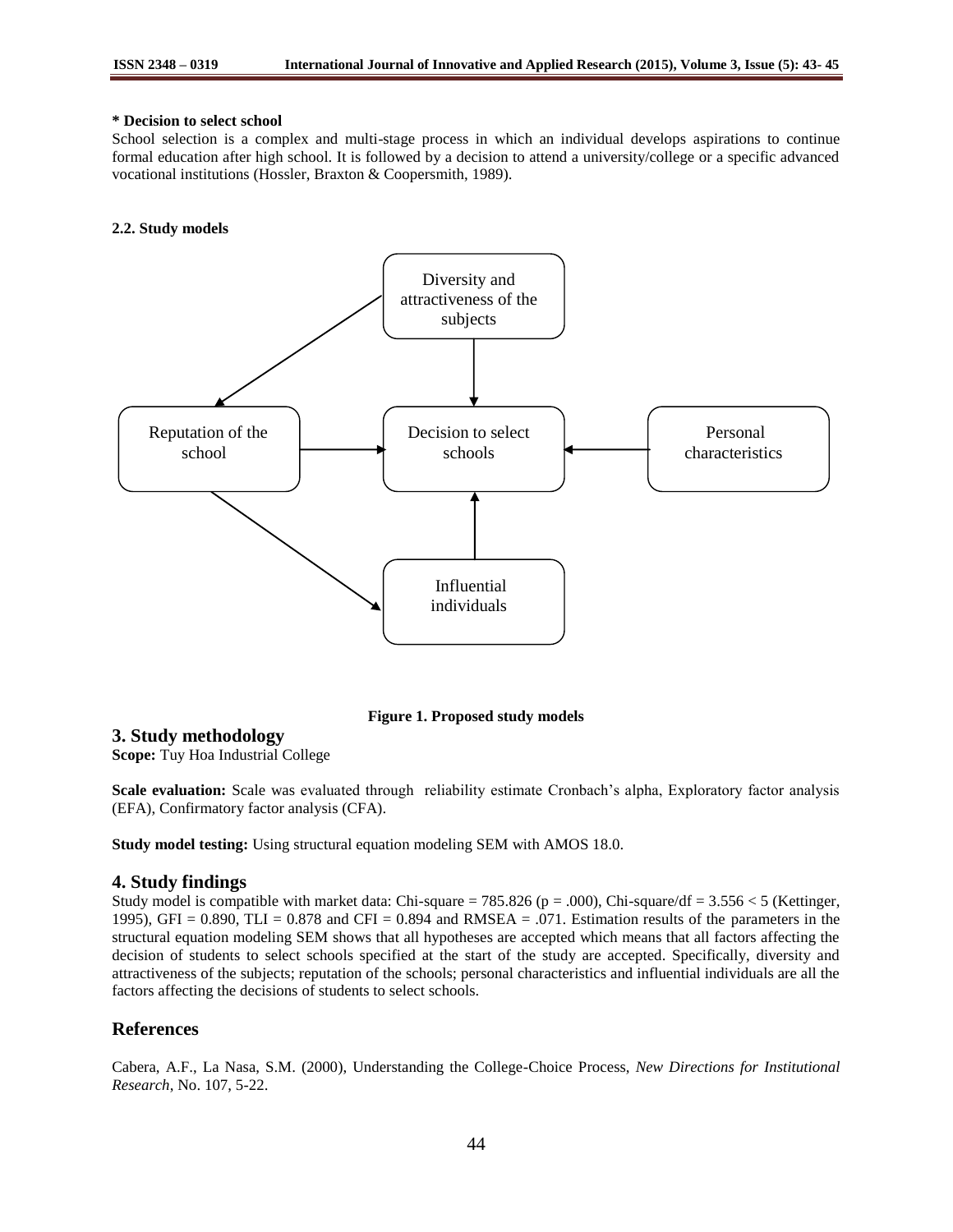**\* Decision to select school**

School selection is a complex and multi-stage process in which an individual develops aspirations to continue formal education after high school. It is followed by a decision to attend a university/college or a specific advanced vocational institutions (Hossler, Braxton & Coopersmith, 1989).

**2.2. Study models**

Diversity and attractiveness of the subjects

Reputation of the school

Decision to select schools

Personal characteristics

Influential individuals

**Figure 1. Proposed study models**

## 3. Study methodology

**Scope:** Tuy Hoa Industrial College

**Scale evaluation:** Scale was evaluated through reliability estimate Cronbach's alpha, Exploratory factor analysis (EFA), Confirmatory factor analysis (CFA).

**Study model testing:** Using structural equation modeling SEM with AMOS 18.0.

## 4. Study findings

Study model is compatible with market data: Chi-square = 785.826 ($p = .000$), Chi-square/df = 3.556 < 5 (Kettinger, 1995), GFI = 0.890, TLI = 0.878 and CFI = 0.894 and RMSEA = .071. Estimation results of the parameters in the structural equation modeling SEM shows that all hypotheses are accepted which means that all factors affecting the decision of students to select schools specified at the start of the study are accepted. Specifically, diversity and attractiveness of the subjects; reputation of the schools; personal characteristics and influential individuals are all the factors affecting the decisions of students to select schools.

## References

Cabera, A.F., La Nasa, S.M. (2000), Understanding the College-Choice Process, *New Directions for Institutional Research*, No. 107, 5-22.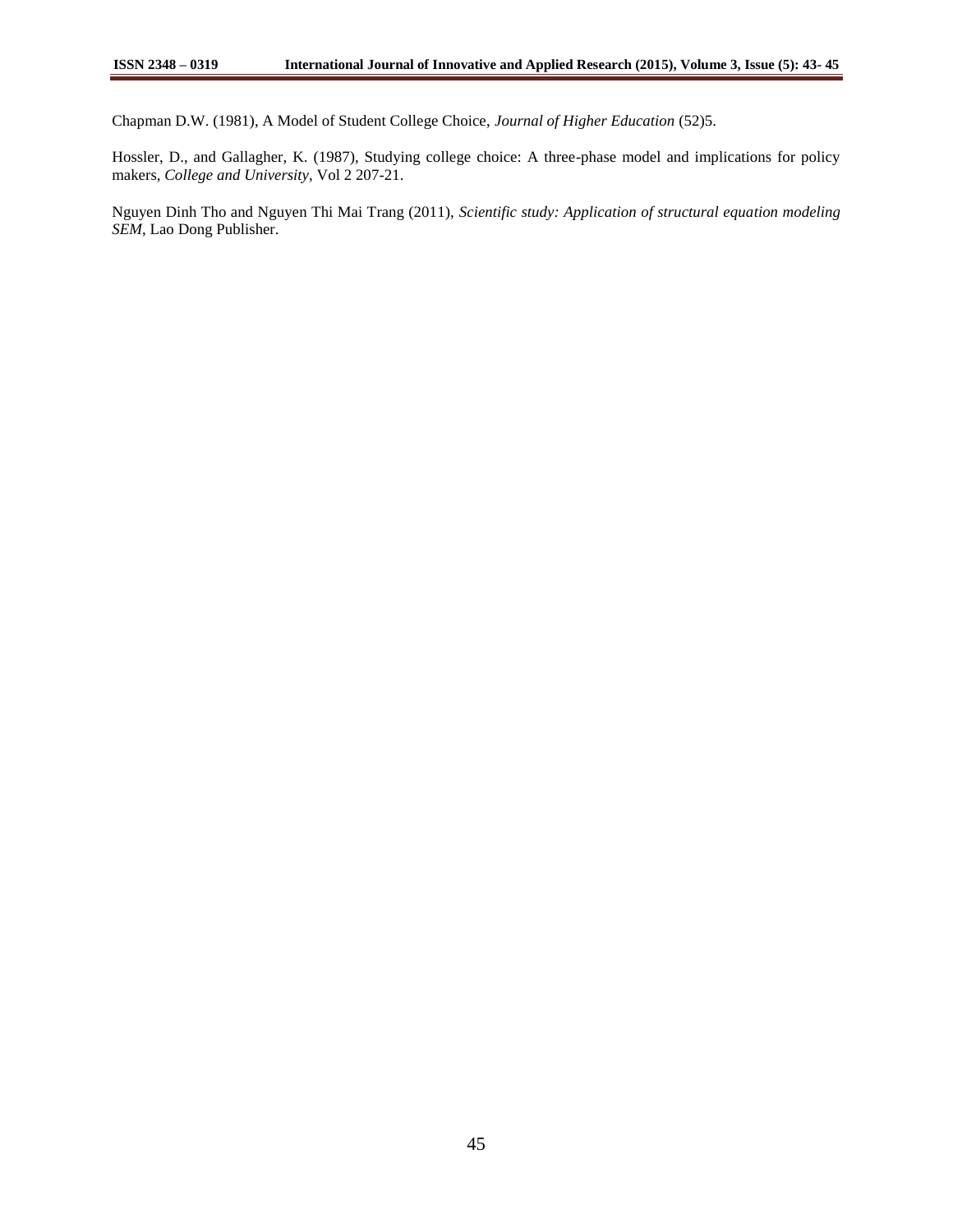Chapman D.W. (1981), A Model of Student College Choice, *Journal of Higher Education* (52)5.

Hossler, D., and Gallagher, K. (1987), Studying college choice: A three-phase model and implications for policy makers, *College and University*, Vol 2 207-21.

Nguyen Dinh Tho and Nguyen Thi Mai Trang (2011), *Scientific study: Application of structural equation modeling SEM*, Lao Dong Publisher.